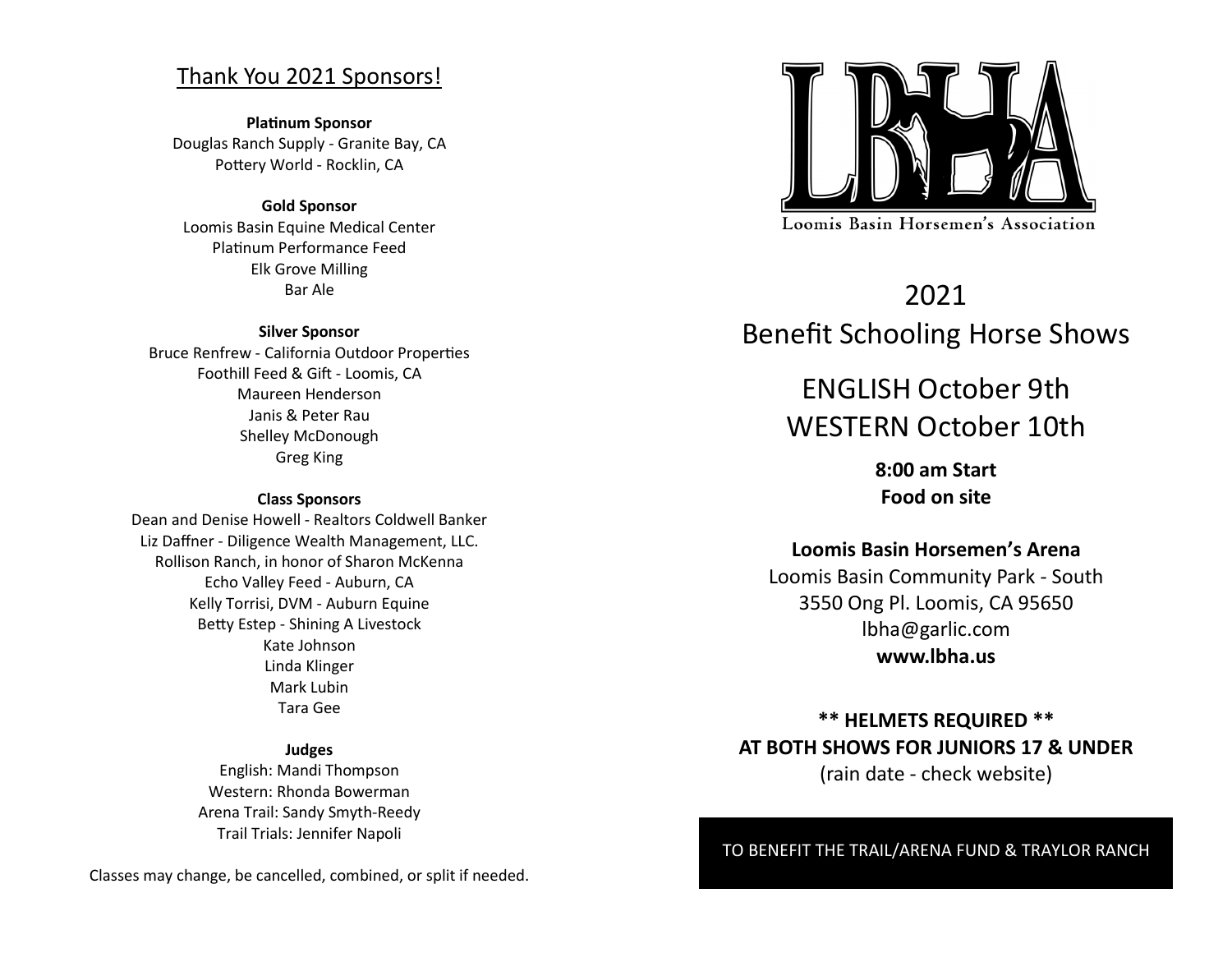## Thank You 2021 Sponsors!

**Platinum Sponsor**
Douglas Ranch Supply - Granite Bay, CA
Pottery World - Rocklin, CA

**Gold Sponsor**
Loomis Basin Equine Medical Center
Platinum Performance Feed
Elk Grove Milling
Bar Ale

**Silver Sponsor**
Bruce Renfrew - California Outdoor Properties
Foothill Feed & Gift - Loomis, CA
Maureen Henderson
Janis & Peter Rau
Shelley McDonough
Greg King

**Class Sponsors**
Dean and Denise Howell - Realtors Coldwell Banker
Liz Daffner - Diligence Wealth Management, LLC.
Rollison Ranch, in honor of Sharon McKenna
Echo Valley Feed - Auburn, CA
Kelly Torrisi, DVM - Auburn Equine
Betty Estep - Shining A Livestock
Kate Johnson
Linda Klinger
Mark Lubin
Tara Gee

**Judges**
English: Mandi Thompson
Western: Rhonda Bowerman
Arena Trail: Sandy Smyth-Reedy
Trail Trials: Jennifer Napoli

Classes may change, be cancelled, combined, or split if needed.

LBHA
Loomis Basin Horsemen's Association

# 2021 Benefit Schooling Horse Shows

## ENGLISH October 9th
## WESTERN October 10th

**8:00 am Start**
**Food on site**

**Loomis Basin Horsemen's Arena**
Loomis Basin Community Park - South
3550 Ong Pl. Loomis, CA 95650
lbha@garlic.com
**www.lbha.us**

**\*\* HELMETS REQUIRED \*\***
**AT BOTH SHOWS FOR JUNIORS 17 & UNDER**
(rain date - check website)

TO BENEFIT THE TRAIL/ARENA FUND & TRAYLOR RANCH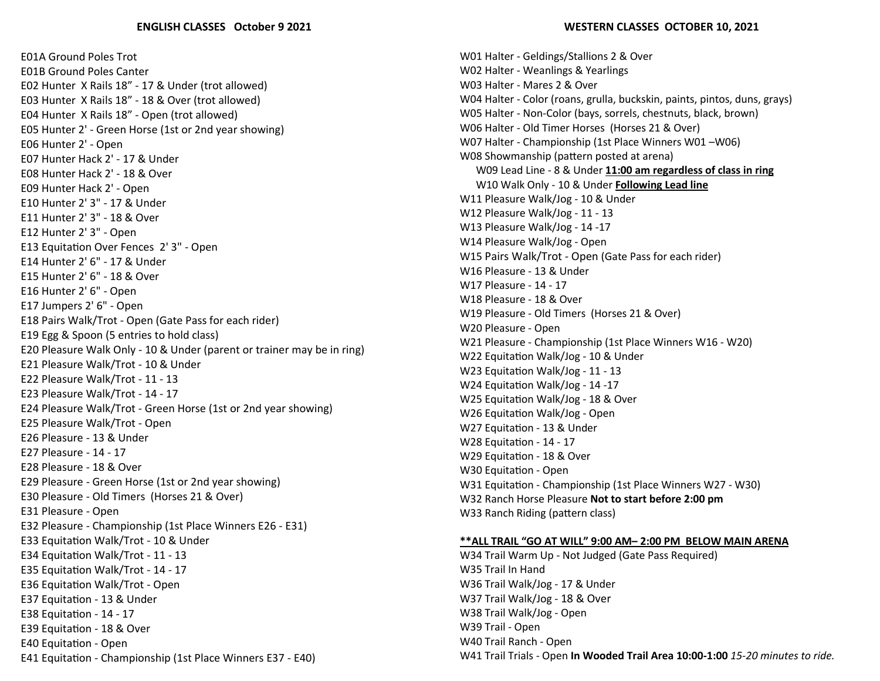## ENGLISH CLASSES October 9 2021

E01A Ground Poles Trot
E01B Ground Poles Canter
E02 Hunter X Rails 18" - 17 & Under (trot allowed)
E03 Hunter X Rails 18" - 18 & Over (trot allowed)
E04 Hunter X Rails 18" - Open (trot allowed)
E05 Hunter 2' - Green Horse (1st or 2nd year showing)
E06 Hunter 2' - Open
E07 Hunter Hack 2' - 17 & Under
E08 Hunter Hack 2' - 18 & Over
E09 Hunter Hack 2' - Open
E10 Hunter 2' 3" - 17 & Under
E11 Hunter 2' 3" - 18 & Over
E12 Hunter 2' 3" - Open
E13 Equitation Over Fences 2' 3" - Open
E14 Hunter 2' 6" - 17 & Under
E15 Hunter 2' 6" - 18 & Over
E16 Hunter 2' 6" - Open
E17 Jumpers 2' 6" - Open
E18 Pairs Walk/Trot - Open (Gate Pass for each rider)
E19 Egg & Spoon (5 entries to hold class)
E20 Pleasure Walk Only - 10 & Under (parent or trainer may be in ring)
E21 Pleasure Walk/Trot - 10 & Under
E22 Pleasure Walk/Trot - 11 - 13
E23 Pleasure Walk/Trot - 14 - 17
E24 Pleasure Walk/Trot - Green Horse (1st or 2nd year showing)
E25 Pleasure Walk/Trot - Open
E26 Pleasure - 13 & Under
E27 Pleasure - 14 - 17
E28 Pleasure - 18 & Over
E29 Pleasure - Green Horse (1st or 2nd year showing)
E30 Pleasure - Old Timers (Horses 21 & Over)
E31 Pleasure - Open
E32 Pleasure - Championship (1st Place Winners E26 - E31)
E33 Equitation Walk/Trot - 10 & Under
E34 Equitation Walk/Trot - 11 - 13
E35 Equitation Walk/Trot - 14 - 17
E36 Equitation Walk/Trot - Open
E37 Equitation - 13 & Under
E38 Equitation - 14 - 17
E39 Equitation - 18 & Over
E40 Equitation - Open
E41 Equitation - Championship (1st Place Winners E37 - E40)

## WESTERN CLASSES OCTOBER 10, 2021

W01 Halter - Geldings/Stallions 2 & Over
W02 Halter - Weanlings & Yearlings
W03 Halter - Mares 2 & Over
W04 Halter - Color (roans, grulla, buckskin, paints, pintos, duns, grays)
W05 Halter - Non-Color (bays, sorrels, chestnuts, black, brown)
W06 Halter - Old Timer Horses (Horses 21 & Over)
W07 Halter - Championship (1st Place Winners W01 –W06)
W08 Showmanship (pattern posted at arena)
W09 Lead Line - 8 & Under **<u>11:00 am regardless of class in ring</u>**
W10 Walk Only - 10 & Under **<u>Following Lead line</u>**
W11 Pleasure Walk/Jog - 10 & Under
W12 Pleasure Walk/Jog - 11 - 13
W13 Pleasure Walk/Jog - 14 -17
W14 Pleasure Walk/Jog - Open
W15 Pairs Walk/Trot - Open (Gate Pass for each rider)
W16 Pleasure - 13 & Under
W17 Pleasure - 14 - 17
W18 Pleasure - 18 & Over
W19 Pleasure - Old Timers (Horses 21 & Over)
W20 Pleasure - Open
W21 Pleasure - Championship (1st Place Winners W16 - W20)
W22 Equitation Walk/Jog - 10 & Under
W23 Equitation Walk/Jog - 11 - 13
W24 Equitation Walk/Jog - 14 -17
W25 Equitation Walk/Jog - 18 & Over
W26 Equitation Walk/Jog - Open
W27 Equitation - 13 & Under
W28 Equitation - 14 - 17
W29 Equitation - 18 & Over
W30 Equitation - Open
W31 Equitation - Championship (1st Place Winners W27 - W30)
W32 Ranch Horse Pleasure **Not to start before 2:00 pm**
W33 Ranch Riding (pattern class)

**<u>**ALL TRAIL "GO AT WILL" 9:00 AM– 2:00 PM BELOW MAIN ARENA</u>**

W34 Trail Warm Up - Not Judged (Gate Pass Required)
W35 Trail In Hand
W36 Trail Walk/Jog - 17 & Under
W37 Trail Walk/Jog - 18 & Over
W38 Trail Walk/Jog - Open
W39 Trail - Open
W40 Trail Ranch - Open
W41 Trail Trials - Open **In Wooded Trail Area 10:00-1:00** *15-20 minutes to ride.*